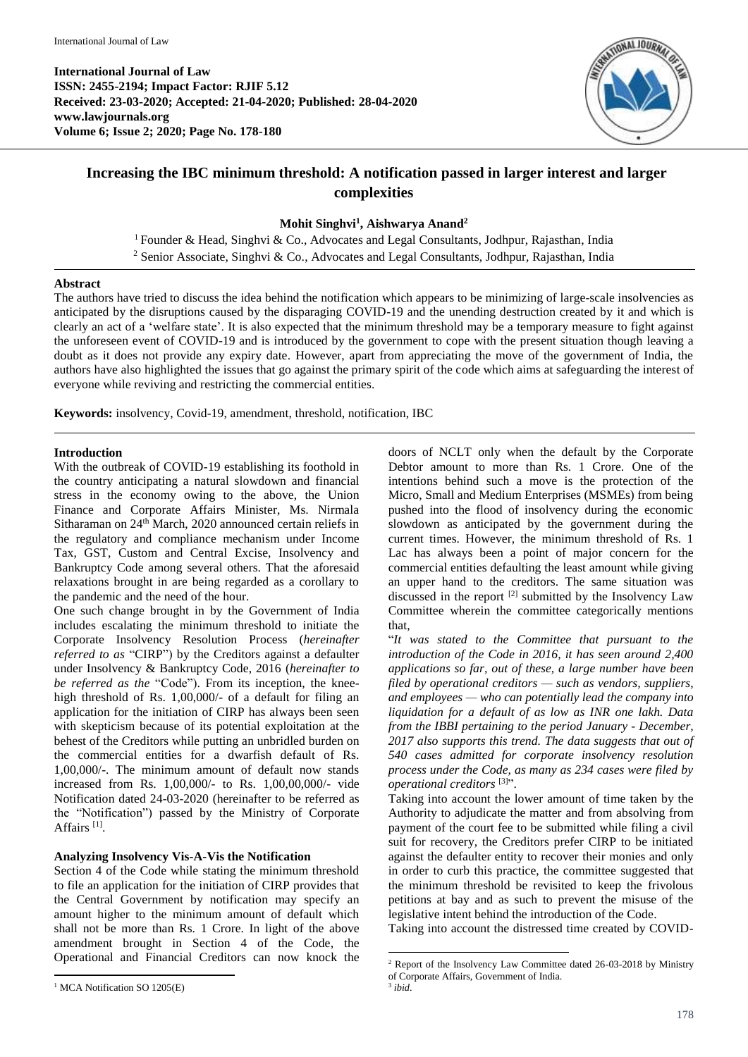**International Journal of Law**
**ISSN: 2455-2194; Impact Factor: RJIF 5.12**
**Received: 23-03-2020; Accepted: 21-04-2020; Published: 28-04-2020**
**www.lawjournals.org**
**Volume 6; Issue 2; 2020; Page No. 178-180**

# Increasing the IBC minimum threshold: A notification passed in larger interest and larger complexities

**Mohit Singhvi[1], Aishwarya Anand[2]**

[1] Founder & Head, Singhvi & Co., Advocates and Legal Consultants, Jodhpur, Rajasthan, India
[2] Senior Associate, Singhvi & Co., Advocates and Legal Consultants, Jodhpur, Rajasthan, India

**Abstract**

The authors have tried to discuss the idea behind the notification which appears to be minimizing of large-scale insolvencies as anticipated by the disruptions caused by the disparaging COVID-19 and the unending destruction created by it and which is clearly an act of a 'welfare state'. It is also expected that the minimum threshold may be a temporary measure to fight against the unforeseen event of COVID-19 and is introduced by the government to cope with the present situation though leaving a doubt as it does not provide any expiry date. However, apart from appreciating the move of the government of India, the authors have also highlighted the issues that go against the primary spirit of the code which aims at safeguarding the interest of everyone while reviving and restricting the commercial entities.

**Keywords:** insolvency, Covid-19, amendment, threshold, notification, IBC

## Introduction

With the outbreak of COVID-19 establishing its foothold in the country anticipating a natural slowdown and financial stress in the economy owing to the above, the Union Finance and Corporate Affairs Minister, Ms. Nirmala Sitharaman on 24th March, 2020 announced certain reliefs in the regulatory and compliance mechanism under Income Tax, GST, Custom and Central Excise, Insolvency and Bankruptcy Code among several others. That the aforesaid relaxations brought in are being regarded as a corollary to the pandemic and the need of the hour.

One such change brought in by the Government of India includes escalating the minimum threshold to initiate the Corporate Insolvency Resolution Process (*hereinafter referred to as* "CIRP") by the Creditors against a defaulter under Insolvency & Bankruptcy Code, 2016 (*hereinafter to be referred as the* "Code"). From its inception, the knee-high threshold of Rs. 1,00,000/- of a default for filing an application for the initiation of CIRP has always been seen with skepticism because of its potential exploitation at the behest of the Creditors while putting an unbridled burden on the commercial entities for a dwarfish default of Rs. 1,00,000/-. The minimum amount of default now stands increased from Rs. 1,00,000/- to Rs. 1,00,00,000/- vide Notification dated 24-03-2020 (hereinafter to be referred as the "Notification") passed by the Ministry of Corporate Affairs [1].

## Analyzing Insolvency Vis-A-Vis the Notification

Section 4 of the Code while stating the minimum threshold to file an application for the initiation of CIRP provides that the Central Government by notification may specify an amount higher to the minimum amount of default which shall not be more than Rs. 1 Crore. In light of the above amendment brought in Section 4 of the Code, the Operational and Financial Creditors can now knock the doors of NCLT only when the default by the Corporate Debtor amount to more than Rs. 1 Crore. One of the intentions behind such a move is the protection of the Micro, Small and Medium Enterprises (MSMEs) from being pushed into the flood of insolvency during the economic slowdown as anticipated by the government during the current times. However, the minimum threshold of Rs. 1 Lac has always been a point of major concern for the commercial entities defaulting the least amount while giving an upper hand to the creditors. The same situation was discussed in the report [2] submitted by the Insolvency Law Committee wherein the committee categorically mentions that,

"*It was stated to the Committee that pursuant to the introduction of the Code in 2016, it has seen around 2,400 applications so far, out of these, a large number have been filed by operational creditors — such as vendors, suppliers, and employees — who can potentially lead the company into liquidation for a default of as low as INR one lakh. Data from the IBBI pertaining to the period January - December, 2017 also supports this trend. The data suggests that out of 540 cases admitted for corporate insolvency resolution process under the Code, as many as 234 cases were filed by operational creditors* [3]".

Taking into account the lower amount of time taken by the Authority to adjudicate the matter and from absolving from payment of the court fee to be submitted while filing a civil suit for recovery, the Creditors prefer CIRP to be initiated against the defaulter entity to recover their monies and only in order to curb this practice, the committee suggested that the minimum threshold be revisited to keep the frivolous petitions at bay and as such to prevent the misuse of the legislative intent behind the introduction of the Code.

Taking into account the distressed time created by COVID-

---

[1] MCA Notification SO 1205(E)

[2] Report of the Insolvency Law Committee dated 26-03-2018 by Ministry of Corporate Affairs, Government of India.

[3] *ibid*.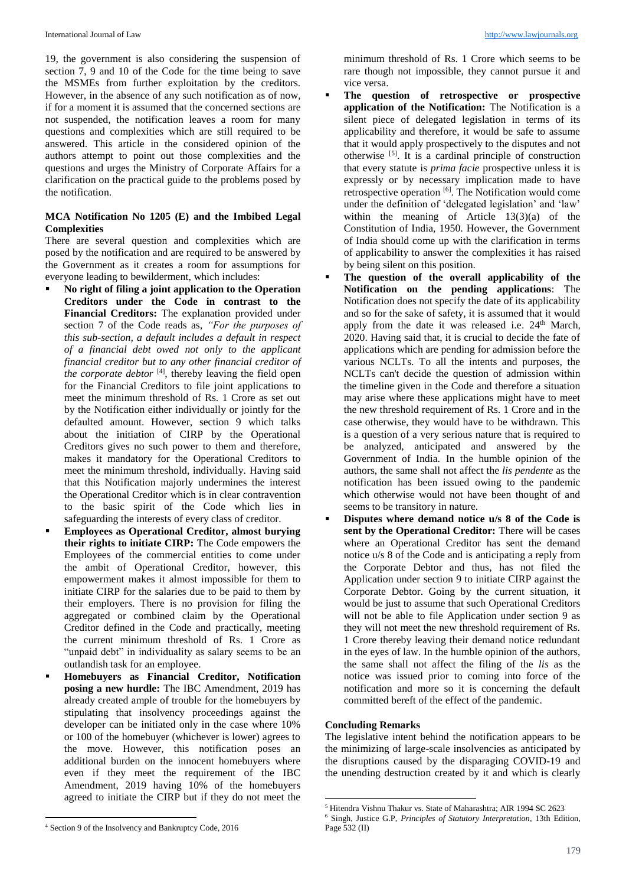19, the government is also considering the suspension of section 7, 9 and 10 of the Code for the time being to save the MSMEs from further exploitation by the creditors. However, in the absence of any such notification as of now, if for a moment it is assumed that the concerned sections are not suspended, the notification leaves a room for many questions and complexities which are still required to be answered. This article in the considered opinion of the authors attempt to point out those complexities and the questions and urges the Ministry of Corporate Affairs for a clarification on the practical guide to the problems posed by the notification.

### MCA Notification No 1205 (E) and the Imbibed Legal Complexities

There are several question and complexities which are posed by the notification and are required to be answered by the Government as it creates a room for assumptions for everyone leading to bewilderment, which includes:

- **No right of filing a joint application to the Operation Creditors under the Code in contrast to the Financial Creditors:** The explanation provided under section 7 of the Code reads as, *"For the purposes of this sub-section, a default includes a default in respect of a financial debt owed not only to the applicant financial creditor but to any other financial creditor of the corporate debtor* [4], thereby leaving the field open for the Financial Creditors to file joint applications to meet the minimum threshold of Rs. 1 Crore as set out by the Notification either individually or jointly for the defaulted amount. However, section 9 which talks about the initiation of CIRP by the Operational Creditors gives no such power to them and therefore, makes it mandatory for the Operational Creditors to meet the minimum threshold, individually. Having said that this Notification majorly undermines the interest the Operational Creditor which is in clear contravention to the basic spirit of the Code which lies in safeguarding the interests of every class of creditor.
- **Employees as Operational Creditor, almost burying their rights to initiate CIRP:** The Code empowers the Employees of the commercial entities to come under the ambit of Operational Creditor, however, this empowerment makes it almost impossible for them to initiate CIRP for the salaries due to be paid to them by their employers. There is no provision for filing the aggregated or combined claim by the Operational Creditor defined in the Code and practically, meeting the current minimum threshold of Rs. 1 Crore as "unpaid debt" in individuality as salary seems to be an outlandish task for an employee.
- **Homebuyers as Financial Creditor, Notification posing a new hurdle:** The IBC Amendment, 2019 has already created ample of trouble for the homebuyers by stipulating that insolvency proceedings against the developer can be initiated only in the case where 10% or 100 of the homebuyer (whichever is lower) agrees to the move. However, this notification poses an additional burden on the innocent homebuyers where even if they meet the requirement of the IBC Amendment, 2019 having 10% of the homebuyers agreed to initiate the CIRP but if they do not meet the minimum threshold of Rs. 1 Crore which seems to be rare though not impossible, they cannot pursue it and vice versa.
- **The question of retrospective or prospective application of the Notification:** The Notification is a silent piece of delegated legislation in terms of its applicability and therefore, it would be safe to assume that it would apply prospectively to the disputes and not otherwise [5]. It is a cardinal principle of construction that every statute is *prima facie* prospective unless it is expressly or by necessary implication made to have retrospective operation [6]. The Notification would come under the definition of 'delegated legislation' and 'law' within the meaning of Article 13(3)(a) of the Constitution of India, 1950. However, the Government of India should come up with the clarification in terms of applicability to answer the complexities it has raised by being silent on this position.
- **The question of the overall applicability of the Notification on the pending applications**: The Notification does not specify the date of its applicability and so for the sake of safety, it is assumed that it would apply from the date it was released i.e. 24th March, 2020. Having said that, it is crucial to decide the fate of applications which are pending for admission before the various NCLTs. To all the intents and purposes, the NCLTs can't decide the question of admission within the timeline given in the Code and therefore a situation may arise where these applications might have to meet the new threshold requirement of Rs. 1 Crore and in the case otherwise, they would have to be withdrawn. This is a question of a very serious nature that is required to be analyzed, anticipated and answered by the Government of India. In the humble opinion of the authors, the same shall not affect the *lis pendente* as the notification has been issued owing to the pandemic which otherwise would not have been thought of and seems to be transitory in nature.
- **Disputes where demand notice u/s 8 of the Code is sent by the Operational Creditor:** There will be cases where an Operational Creditor has sent the demand notice u/s 8 of the Code and is anticipating a reply from the Corporate Debtor and thus, has not filed the Application under section 9 to initiate CIRP against the Corporate Debtor. Going by the current situation, it would be just to assume that such Operational Creditors will not be able to file Application under section 9 as they will not meet the new threshold requirement of Rs. 1 Crore thereby leaving their demand notice redundant in the eyes of law. In the humble opinion of the authors, the same shall not affect the filing of the *lis* as the notice was issued prior to coming into force of the notification and more so it is concerning the default committed bereft of the effect of the pandemic.

### Concluding Remarks

The legislative intent behind the notification appears to be the minimizing of large-scale insolvencies as anticipated by the disruptions caused by the disparaging COVID-19 and the unending destruction created by it and which is clearly

---

[4] Section 9 of the Insolvency and Bankruptcy Code, 2016

[5] Hitendra Vishnu Thakur vs. State of Maharashtra; AIR 1994 SC 2623

[6] Singh, Justice G.P, *Principles of Statutory Interpretation*, 13th Edition, Page 532 (II)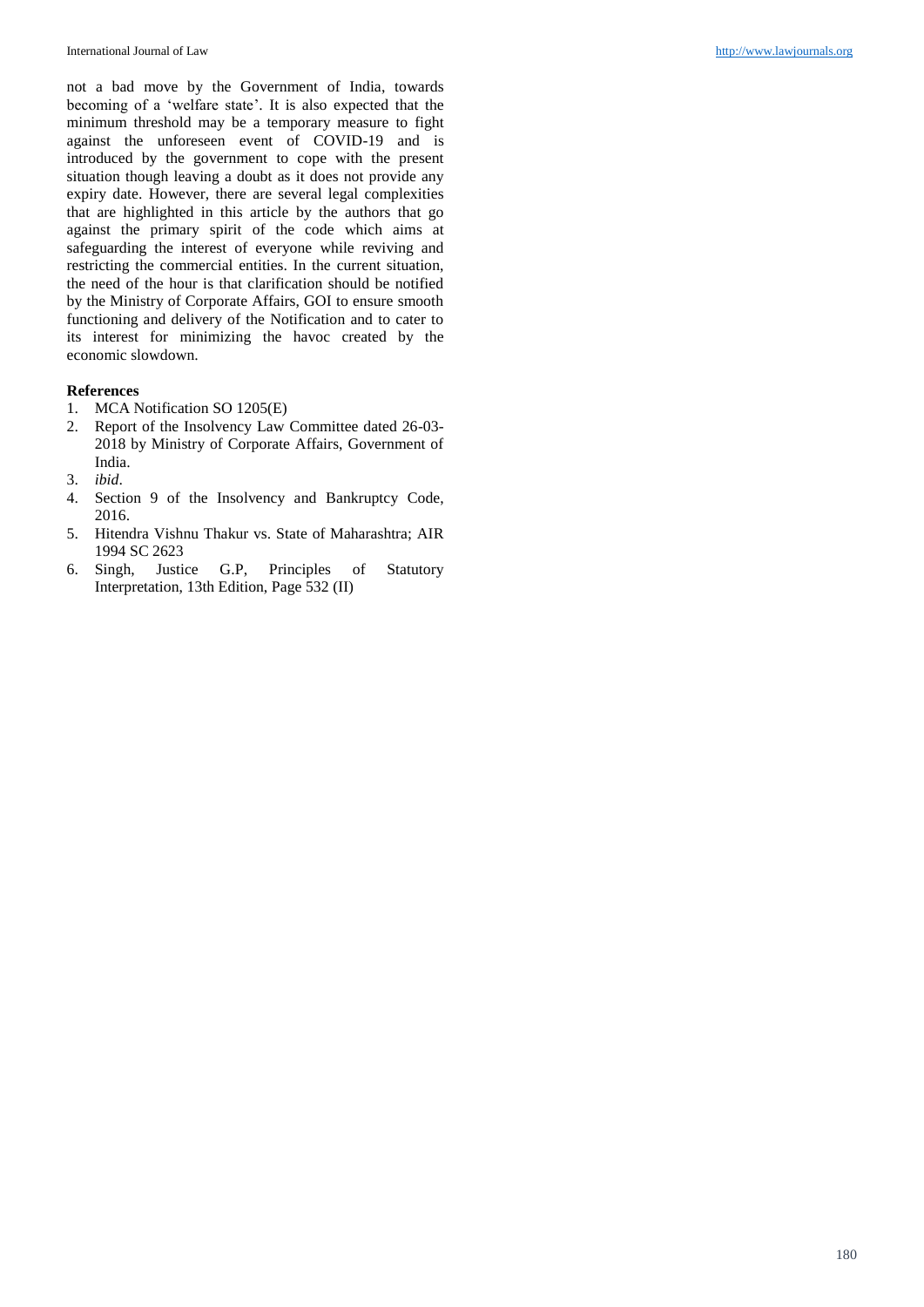not a bad move by the Government of India, towards becoming of a 'welfare state'. It is also expected that the minimum threshold may be a temporary measure to fight against the unforeseen event of COVID-19 and is introduced by the government to cope with the present situation though leaving a doubt as it does not provide any expiry date. However, there are several legal complexities that are highlighted in this article by the authors that go against the primary spirit of the code which aims at safeguarding the interest of everyone while reviving and restricting the commercial entities. In the current situation, the need of the hour is that clarification should be notified by the Ministry of Corporate Affairs, GOI to ensure smooth functioning and delivery of the Notification and to cater to its interest for minimizing the havoc created by the economic slowdown.

### References

1. MCA Notification SO 1205(E)
2. Report of the Insolvency Law Committee dated 26-03-2018 by Ministry of Corporate Affairs, Government of India.
3. *ibid*.
4. Section 9 of the Insolvency and Bankruptcy Code, 2016.
5. Hitendra Vishnu Thakur vs. State of Maharashtra; AIR 1994 SC 2623
6. Singh, Justice G.P, Principles of Statutory Interpretation, 13th Edition, Page 532 (II)